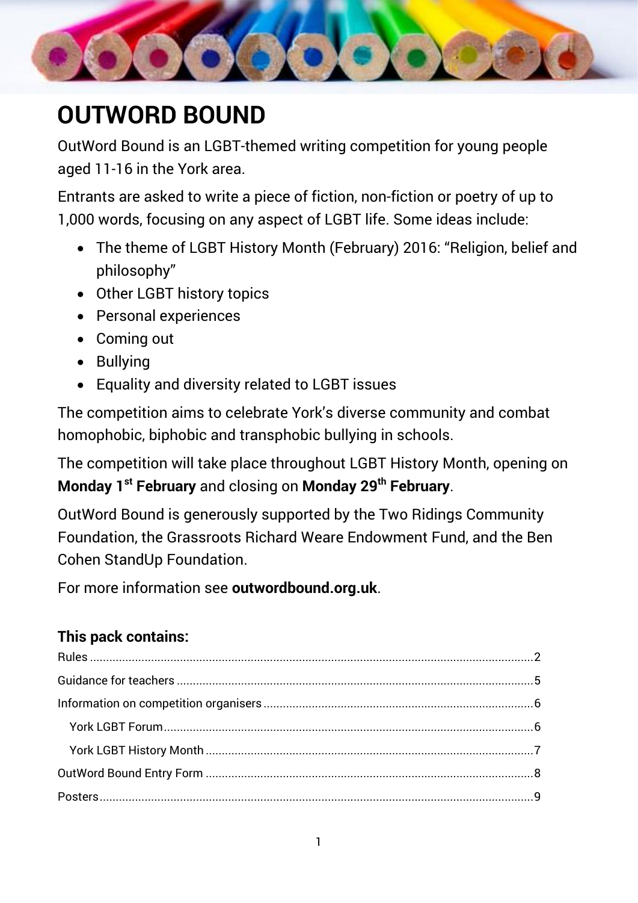# OUTWORD BOUND

OutWord Bound is an LGBT-themed writing competition for young people aged 11-16 in the York area.

Entrants are asked to write a piece of fiction, non-fiction or poetry of up to 1,000 words, focusing on any aspect of LGBT life. Some ideas include:

- The theme of LGBT History Month (February) 2016: "Religion, belief and philosophy"
- Other LGBT history topics
- Personal experiences
- Coming out
- Bullying
- Equality and diversity related to LGBT issues

The competition aims to celebrate York's diverse community and combat homophobic, biphobic and transphobic bullying in schools.

The competition will take place throughout LGBT History Month, opening on **Monday 1st February** and closing on **Monday 29th February**.

OutWord Bound is generously supported by the Two Ridings Community Foundation, the Grassroots Richard Weare Endowment Fund, and the Ben Cohen StandUp Foundation.

For more information see **outwordbound.org.uk**.

### This pack contains:

- Rules ... 2
- Guidance for teachers ... 5
- Information on competition organisers ... 6
  - York LGBT Forum ... 6
  - York LGBT History Month ... 7
- OutWord Bound Entry Form ... 8
- Posters ... 9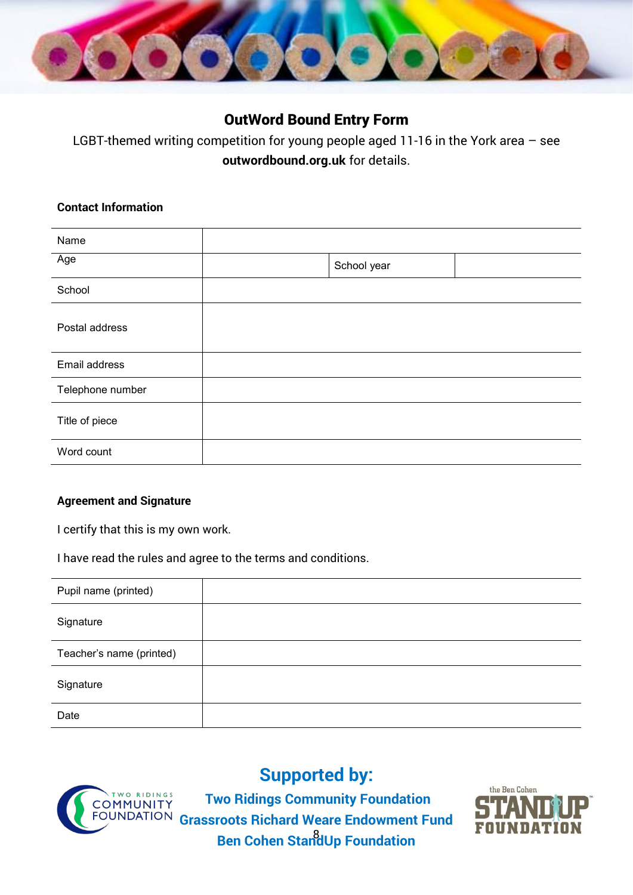# OutWord Bound Entry Form

LGBT-themed writing competition for young people aged 11-16 in the York area – see **outwordbound.org.uk** for details.

### Contact Information

| | | | |
|---|---|---|---|
| Name | | | |
| Age | | School year | |
| School | | | |
| Postal address | | | |
| Email address | | | |
| Telephone number | | | |
| Title of piece | | | |
| Word count | | | |

### Agreement and Signature

I certify that this is my own work.

I have read the rules and agree to the terms and conditions.

| | |
|---|---|
| Pupil name (printed) | |
| Signature | |
| Teacher's name (printed) | |
| Signature | |
| Date | |

## Supported by:

**Two Ridings Community Foundation**
**Grassroots Richard Weare Endowment Fund**
**Ben Cohen StandUp Foundation**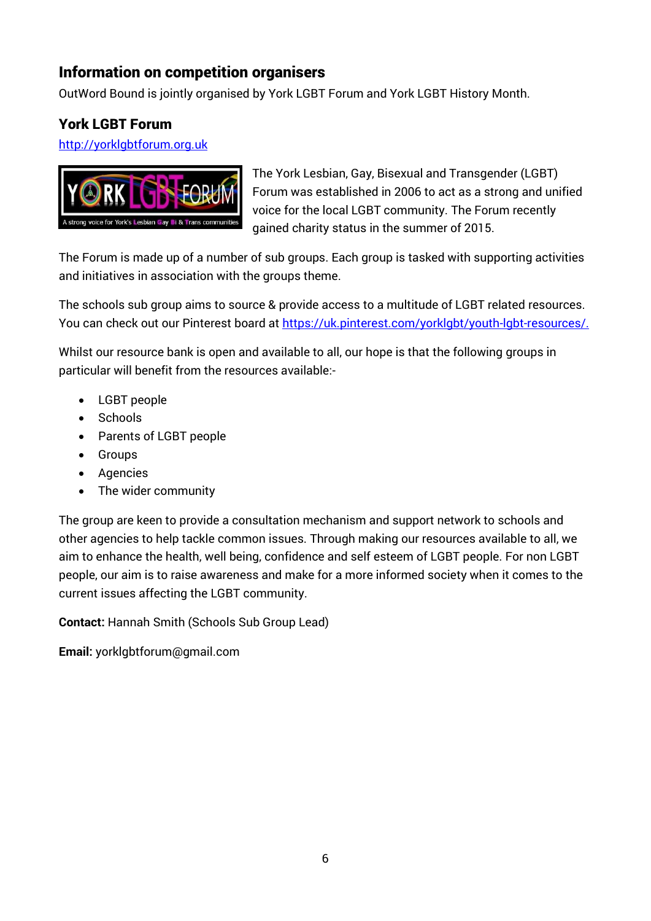## Information on competition organisers

OutWord Bound is jointly organised by York LGBT Forum and York LGBT History Month.

### York LGBT Forum

http://yorklgbtforum.org.uk

The York Lesbian, Gay, Bisexual and Transgender (LGBT) Forum was established in 2006 to act as a strong and unified voice for the local LGBT community. The Forum recently gained charity status in the summer of 2015.

The Forum is made up of a number of sub groups. Each group is tasked with supporting activities and initiatives in association with the groups theme.

The schools sub group aims to source & provide access to a multitude of LGBT related resources. You can check out our Pinterest board at https://uk.pinterest.com/yorklgbt/youth-lgbt-resources/.

Whilst our resource bank is open and available to all, our hope is that the following groups in particular will benefit from the resources available:-

- LGBT people
- Schools
- Parents of LGBT people
- Groups
- Agencies
- The wider community

The group are keen to provide a consultation mechanism and support network to schools and other agencies to help tackle common issues. Through making our resources available to all, we aim to enhance the health, well being, confidence and self esteem of LGBT people. For non LGBT people, our aim is to raise awareness and make for a more informed society when it comes to the current issues affecting the LGBT community.

**Contact:** Hannah Smith (Schools Sub Group Lead)

**Email:** yorklgbtforum@gmail.com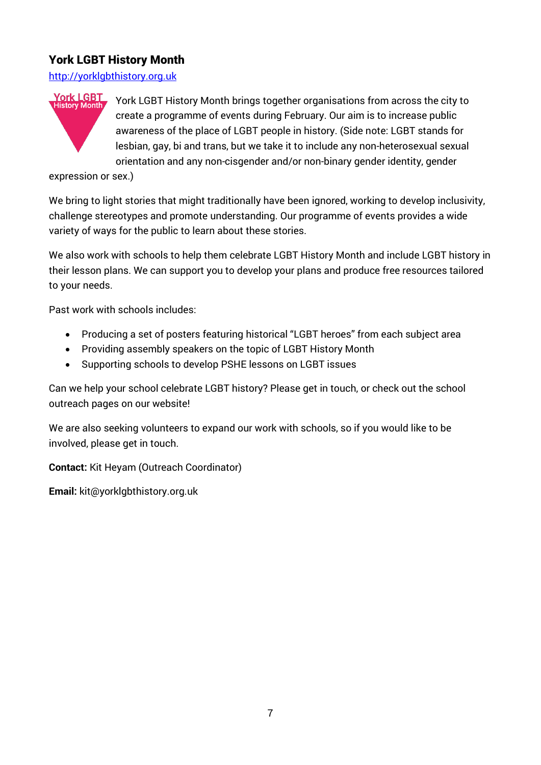## York LGBT History Month

http://yorklgbthistory.org.uk

York LGBT History Month brings together organisations from across the city to create a programme of events during February. Our aim is to increase public awareness of the place of LGBT people in history. (Side note: LGBT stands for lesbian, gay, bi and trans, but we take it to include any non-heterosexual sexual orientation and any non-cisgender and/or non-binary gender identity, gender expression or sex.)

We bring to light stories that might traditionally have been ignored, working to develop inclusivity, challenge stereotypes and promote understanding. Our programme of events provides a wide variety of ways for the public to learn about these stories.

We also work with schools to help them celebrate LGBT History Month and include LGBT history in their lesson plans. We can support you to develop your plans and produce free resources tailored to your needs.

Past work with schools includes:

- Producing a set of posters featuring historical "LGBT heroes" from each subject area
- Providing assembly speakers on the topic of LGBT History Month
- Supporting schools to develop PSHE lessons on LGBT issues

Can we help your school celebrate LGBT history? Please get in touch, or check out the school outreach pages on our website!

We are also seeking volunteers to expand our work with schools, so if you would like to be involved, please get in touch.

**Contact:** Kit Heyam (Outreach Coordinator)

**Email:** kit@yorklgbthistory.org.uk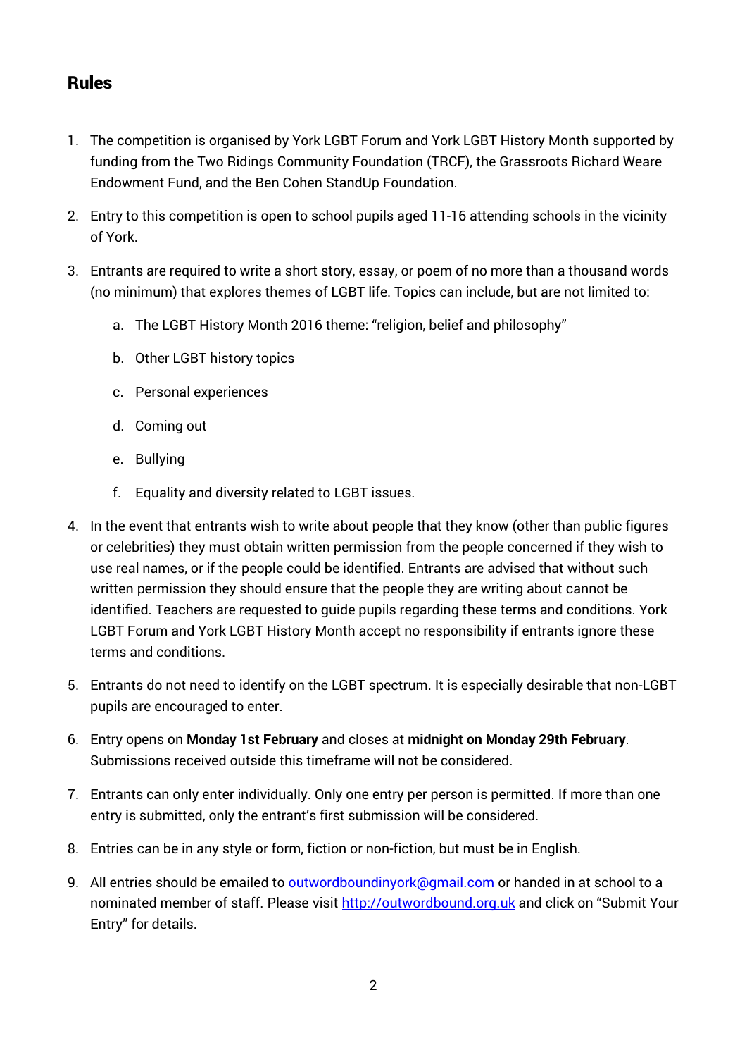## Rules

1. The competition is organised by York LGBT Forum and York LGBT History Month supported by funding from the Two Ridings Community Foundation (TRCF), the Grassroots Richard Weare Endowment Fund, and the Ben Cohen StandUp Foundation.
2. Entry to this competition is open to school pupils aged 11-16 attending schools in the vicinity of York.
3. Entrants are required to write a short story, essay, or poem of no more than a thousand words (no minimum) that explores themes of LGBT life. Topics can include, but are not limited to:
   a. The LGBT History Month 2016 theme: "religion, belief and philosophy"
   b. Other LGBT history topics
   c. Personal experiences
   d. Coming out
   e. Bullying
   f. Equality and diversity related to LGBT issues.
4. In the event that entrants wish to write about people that they know (other than public figures or celebrities) they must obtain written permission from the people concerned if they wish to use real names, or if the people could be identified. Entrants are advised that without such written permission they should ensure that the people they are writing about cannot be identified. Teachers are requested to guide pupils regarding these terms and conditions. York LGBT Forum and York LGBT History Month accept no responsibility if entrants ignore these terms and conditions.
5. Entrants do not need to identify on the LGBT spectrum. It is especially desirable that non-LGBT pupils are encouraged to enter.
6. Entry opens on **Monday 1st February** and closes at **midnight on Monday 29th February**. Submissions received outside this timeframe will not be considered.
7. Entrants can only enter individually. Only one entry per person is permitted. If more than one entry is submitted, only the entrant's first submission will be considered.
8. Entries can be in any style or form, fiction or non-fiction, but must be in English.
9. All entries should be emailed to [outwordboundinyork@gmail.com](mailto:outwordboundinyork@gmail.com) or handed in at school to a nominated member of staff. Please visit [http://outwordbound.org.uk](http://outwordbound.org.uk) and click on "Submit Your Entry" for details.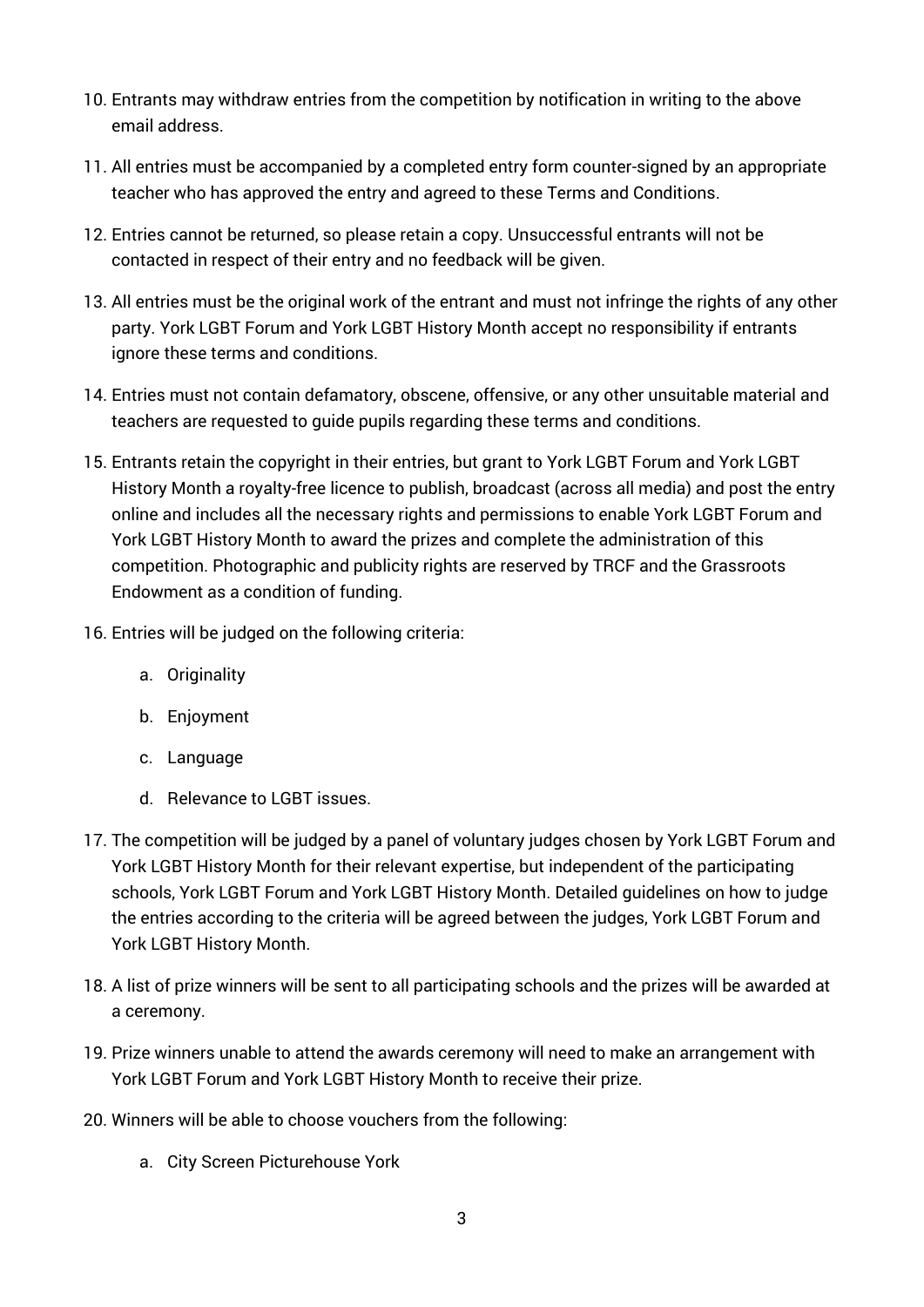10. Entrants may withdraw entries from the competition by notification in writing to the above email address.

11. All entries must be accompanied by a completed entry form counter-signed by an appropriate teacher who has approved the entry and agreed to these Terms and Conditions.

12. Entries cannot be returned, so please retain a copy. Unsuccessful entrants will not be contacted in respect of their entry and no feedback will be given.

13. All entries must be the original work of the entrant and must not infringe the rights of any other party. York LGBT Forum and York LGBT History Month accept no responsibility if entrants ignore these terms and conditions.

14. Entries must not contain defamatory, obscene, offensive, or any other unsuitable material and teachers are requested to guide pupils regarding these terms and conditions.

15. Entrants retain the copyright in their entries, but grant to York LGBT Forum and York LGBT History Month a royalty-free licence to publish, broadcast (across all media) and post the entry online and includes all the necessary rights and permissions to enable York LGBT Forum and York LGBT History Month to award the prizes and complete the administration of this competition. Photographic and publicity rights are reserved by TRCF and the Grassroots Endowment as a condition of funding.

16. Entries will be judged on the following criteria:

    a. Originality

    b. Enjoyment

    c. Language

    d. Relevance to LGBT issues.

17. The competition will be judged by a panel of voluntary judges chosen by York LGBT Forum and York LGBT History Month for their relevant expertise, but independent of the participating schools, York LGBT Forum and York LGBT History Month. Detailed guidelines on how to judge the entries according to the criteria will be agreed between the judges, York LGBT Forum and York LGBT History Month.

18. A list of prize winners will be sent to all participating schools and the prizes will be awarded at a ceremony.

19. Prize winners unable to attend the awards ceremony will need to make an arrangement with York LGBT Forum and York LGBT History Month to receive their prize.

20. Winners will be able to choose vouchers from the following:

    a. City Screen Picturehouse York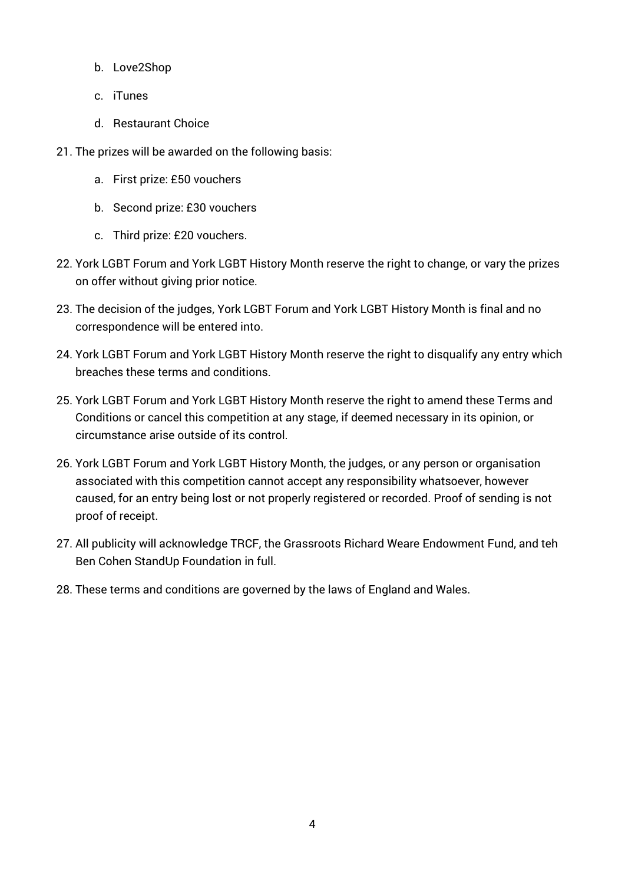b. Love2Shop

c. iTunes

d. Restaurant Choice

21. The prizes will be awarded on the following basis:

    a. First prize: £50 vouchers

    b. Second prize: £30 vouchers

    c. Third prize: £20 vouchers.

22. York LGBT Forum and York LGBT History Month reserve the right to change, or vary the prizes on offer without giving prior notice.

23. The decision of the judges, York LGBT Forum and York LGBT History Month is final and no correspondence will be entered into.

24. York LGBT Forum and York LGBT History Month reserve the right to disqualify any entry which breaches these terms and conditions.

25. York LGBT Forum and York LGBT History Month reserve the right to amend these Terms and Conditions or cancel this competition at any stage, if deemed necessary in its opinion, or circumstance arise outside of its control.

26. York LGBT Forum and York LGBT History Month, the judges, or any person or organisation associated with this competition cannot accept any responsibility whatsoever, however caused, for an entry being lost or not properly registered or recorded. Proof of sending is not proof of receipt.

27. All publicity will acknowledge TRCF, the Grassroots Richard Weare Endowment Fund, and teh Ben Cohen StandUp Foundation in full.

28. These terms and conditions are governed by the laws of England and Wales.